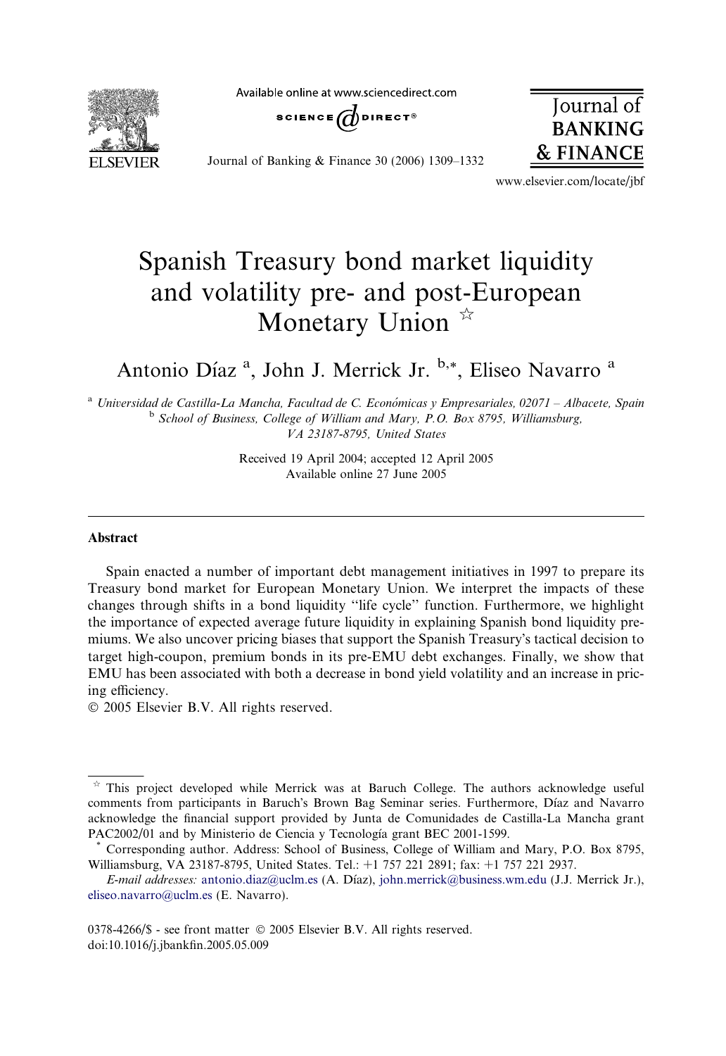# Spanish Treasury bond market liquidity and volatility pre- and post-European Monetary Union ☆

Antonio Díaz [a], John J. Merrick Jr. [b,*], Eliseo Navarro [a]

[a] *Universidad de Castilla-La Mancha, Facultad de C. Económicas y Empresariales, 02071 – Albacete, Spain*
[b] *School of Business, College of William and Mary, P.O. Box 8795, Williamsburg, VA 23187-8795, United States*

Received 19 April 2004; accepted 12 April 2005
Available online 27 June 2005

## Abstract

Spain enacted a number of important debt management initiatives in 1997 to prepare its Treasury bond market for European Monetary Union. We interpret the impacts of these changes through shifts in a bond liquidity "life cycle" function. Furthermore, we highlight the importance of expected average future liquidity in explaining Spanish bond liquidity premiums. We also uncover pricing biases that support the Spanish Treasury's tactical decision to target high-coupon, premium bonds in its pre-EMU debt exchanges. Finally, we show that EMU has been associated with both a decrease in bond yield volatility and an increase in pricing efficiency.

© 2005 Elsevier B.V. All rights reserved.

---

☆ This project developed while Merrick was at Baruch College. The authors acknowledge useful comments from participants in Baruch's Brown Bag Seminar series. Furthermore, Díaz and Navarro acknowledge the financial support provided by Junta de Comunidades de Castilla-La Mancha grant PAC2002/01 and by Ministerio de Ciencia y Tecnología grant BEC 2001-1599.

\* Corresponding author. Address: School of Business, College of William and Mary, P.O. Box 8795, Williamsburg, VA 23187-8795, United States. Tel.: +1 757 221 2891; fax: +1 757 221 2937.

*E-mail addresses:* antonio.diaz@uclm.es (A. Díaz), john.merrick@business.wm.edu (J.J. Merrick Jr.), eliseo.navarro@uclm.es (E. Navarro).

0378-4266/$ - see front matter © 2005 Elsevier B.V. All rights reserved.
doi:10.1016/j.jbankfin.2005.05.009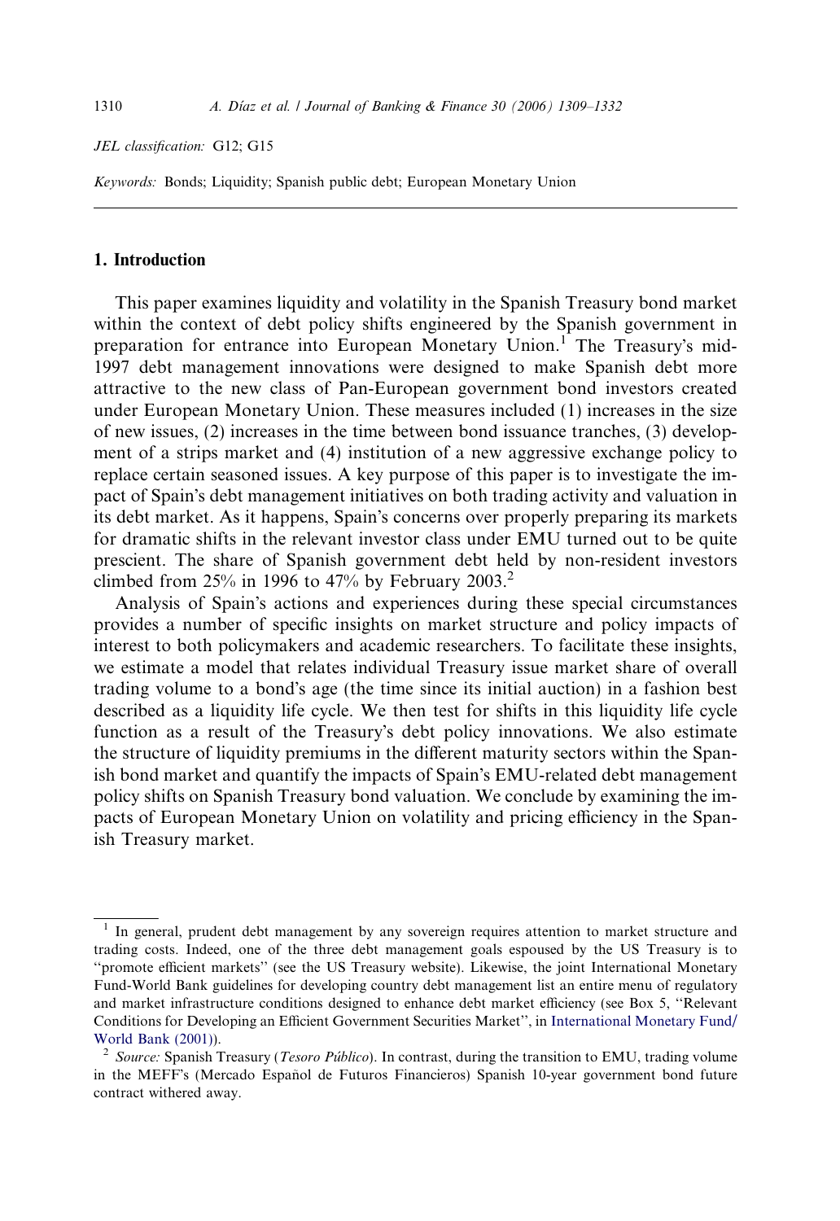*JEL classification:* G12; G15

*Keywords:* Bonds; Liquidity; Spanish public debt; European Monetary Union

## 1. Introduction

This paper examines liquidity and volatility in the Spanish Treasury bond market within the context of debt policy shifts engineered by the Spanish government in preparation for entrance into European Monetary Union.[1] The Treasury's mid-1997 debt management innovations were designed to make Spanish debt more attractive to the new class of Pan-European government bond investors created under European Monetary Union. These measures included (1) increases in the size of new issues, (2) increases in the time between bond issuance tranches, (3) development of a strips market and (4) institution of a new aggressive exchange policy to replace certain seasoned issues. A key purpose of this paper is to investigate the impact of Spain's debt management initiatives on both trading activity and valuation in its debt market. As it happens, Spain's concerns over properly preparing its markets for dramatic shifts in the relevant investor class under EMU turned out to be quite prescient. The share of Spanish government debt held by non-resident investors climbed from 25% in 1996 to 47% by February 2003.[2]

Analysis of Spain's actions and experiences during these special circumstances provides a number of specific insights on market structure and policy impacts of interest to both policymakers and academic researchers. To facilitate these insights, we estimate a model that relates individual Treasury issue market share of overall trading volume to a bond's age (the time since its initial auction) in a fashion best described as a liquidity life cycle. We then test for shifts in this liquidity life cycle function as a result of the Treasury's debt policy innovations. We also estimate the structure of liquidity premiums in the different maturity sectors within the Spanish bond market and quantify the impacts of Spain's EMU-related debt management policy shifts on Spanish Treasury bond valuation. We conclude by examining the impacts of European Monetary Union on volatility and pricing efficiency in the Spanish Treasury market.

---

[1] In general, prudent debt management by any sovereign requires attention to market structure and trading costs. Indeed, one of the three debt management goals espoused by the US Treasury is to "promote efficient markets" (see the US Treasury website). Likewise, the joint International Monetary Fund-World Bank guidelines for developing country debt management list an entire menu of regulatory and market infrastructure conditions designed to enhance debt market efficiency (see Box 5, "Relevant Conditions for Developing an Efficient Government Securities Market", in International Monetary Fund/World Bank (2001)).

[2] *Source:* Spanish Treasury (*Tesoro Público*). In contrast, during the transition to EMU, trading volume in the MEFF's (Mercado Español de Futuros Financieros) Spanish 10-year government bond future contract withered away.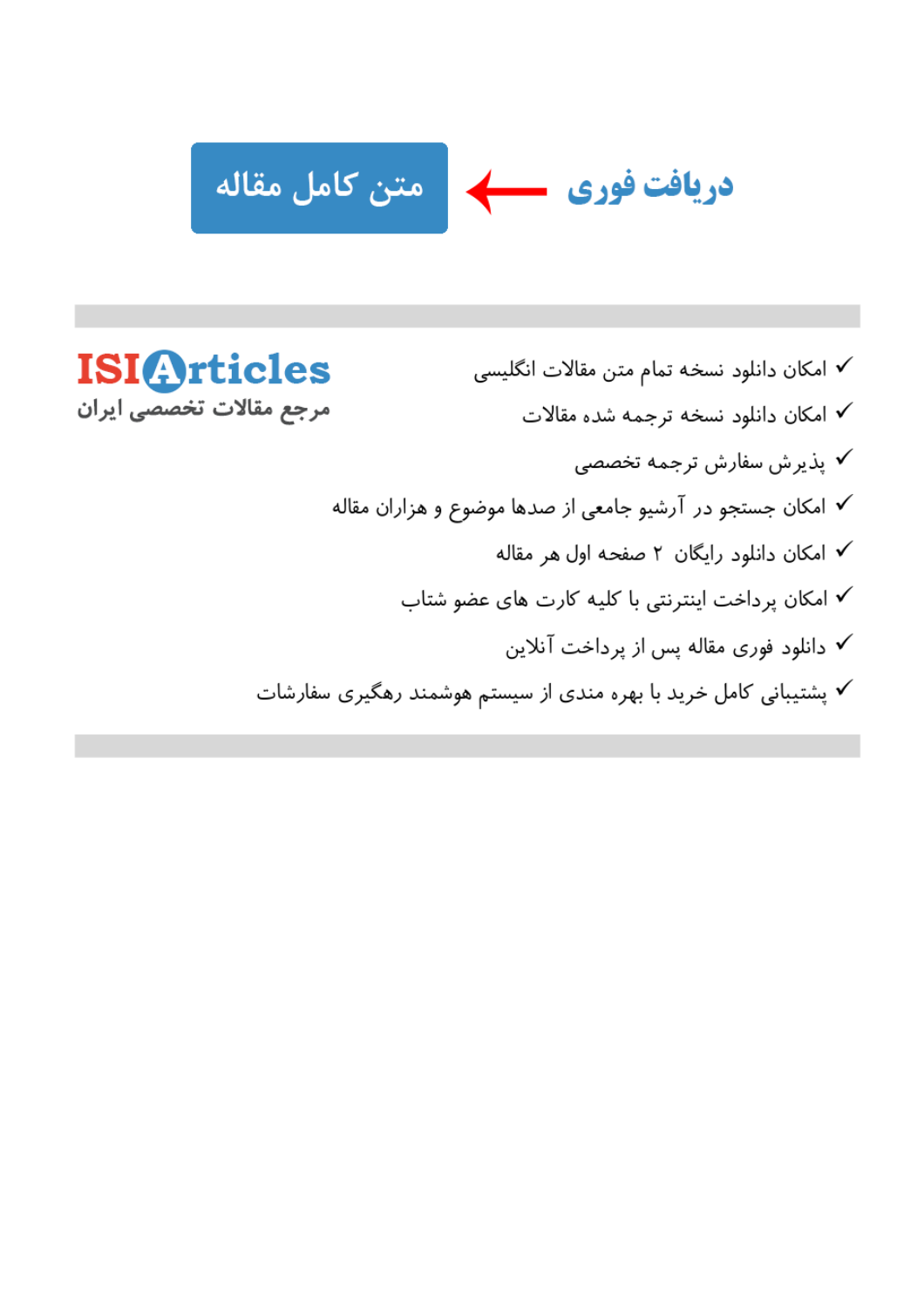دریافت فوری ← متن کامل مقاله

ISIArticles
مرجع مقالات تخصصی ایران

- ✓ امکان دانلود نسخه تمام متن مقالات انگلیسی
- ✓ امکان دانلود نسخه ترجمه شده مقالات
- ✓ پذیرش سفارش ترجمه تخصصی
- ✓ امکان جستجو در آرشیو جامعی از صدها موضوع و هزاران مقاله
- ✓ امکان دانلود رایگان ۲ صفحه اول هر مقاله
- ✓ امکان پرداخت اینترنتی با کلیه کارت های عضو شتاب
- ✓ دانلود فوری مقاله پس از پرداخت آنلاین
- ✓ پشتیبانی کامل خرید با بهره مندی از سیستم هوشمند رهگیری سفارشات